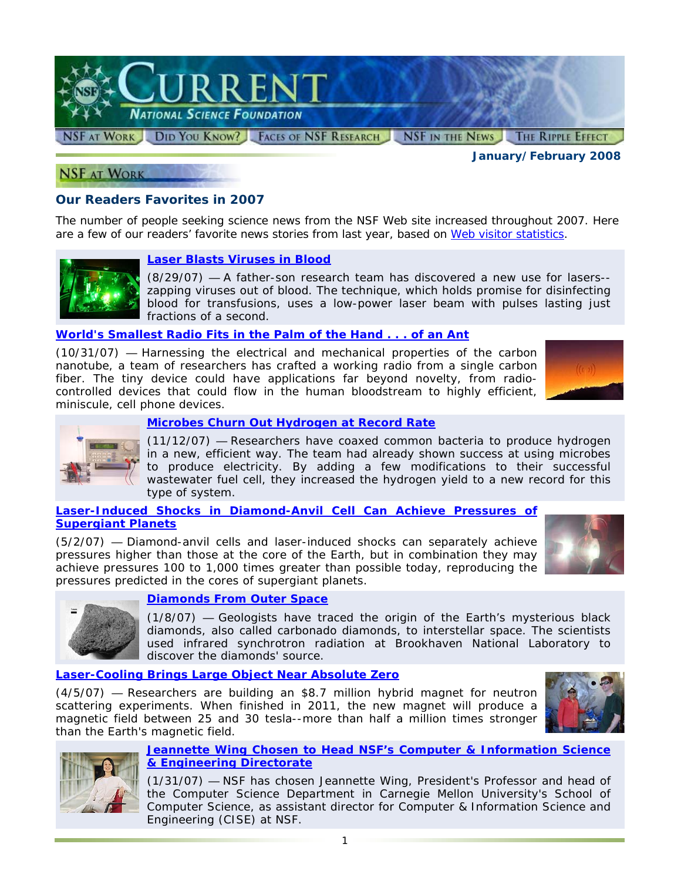# CURRENT

**NATIONAL SCIENCE FOUNDATION**

NSF AT WORK | DID YOU KNOW? | FACES OF NSF RESEARCH | NSF IN THE NEWS | THE RIPPLE EFFECT

**January/February 2008**

## NSF AT WORK

### Our Readers Favorites in 2007

The number of people seeking science news from the NSF Web site increased throughout 2007. Here are a few of our readers' favorite news stories from last year, based on Web visitor statistics.

**Laser Blasts Viruses in Blood**

(8/29/07) — A father-son research team has discovered a new use for lasers--zapping viruses out of blood. The technique, which holds promise for disinfecting blood for transfusions, uses a low-power laser beam with pulses lasting just fractions of a second.

**World's Smallest Radio Fits in the Palm of the Hand . . . of an Ant**

(10/31/07) — Harnessing the electrical and mechanical properties of the carbon nanotube, a team of researchers has crafted a working radio from a single carbon fiber. The tiny device could have applications far beyond novelty, from radio-controlled devices that could flow in the human bloodstream to highly efficient, miniscule, cell phone devices.

**Microbes Churn Out Hydrogen at Record Rate**

(11/12/07) — Researchers have coaxed common bacteria to produce hydrogen in a new, efficient way. The team had already shown success at using microbes to produce electricity. By adding a few modifications to their successful wastewater fuel cell, they increased the hydrogen yield to a new record for this type of system.

**Laser-Induced Shocks in Diamond-Anvil Cell Can Achieve Pressures of Supergiant Planets**

(5/2/07) — Diamond-anvil cells and laser-induced shocks can separately achieve pressures higher than those at the core of the Earth, but in combination they may achieve pressures 100 to 1,000 times greater than possible today, reproducing the pressures predicted in the cores of supergiant planets.

**Diamonds From Outer Space**

(1/8/07) — Geologists have traced the origin of the Earth's mysterious black diamonds, also called carbonado diamonds, to interstellar space. The scientists used infrared synchrotron radiation at Brookhaven National Laboratory to discover the diamonds' source.

**Laser-Cooling Brings Large Object Near Absolute Zero**

(4/5/07) — Researchers are building an $8.7 million hybrid magnet for neutron scattering experiments. When finished in 2011, the new magnet will produce a magnetic field between 25 and 30 tesla--more than half a million times stronger than the Earth's magnetic field.

**Jeannette Wing Chosen to Head NSF's Computer & Information Science & Engineering Directorate**

(1/31/07) — NSF has chosen Jeannette Wing, President's Professor and head of the Computer Science Department in Carnegie Mellon University's School of Computer Science, as assistant director for Computer & Information Science and Engineering (CISE) at NSF.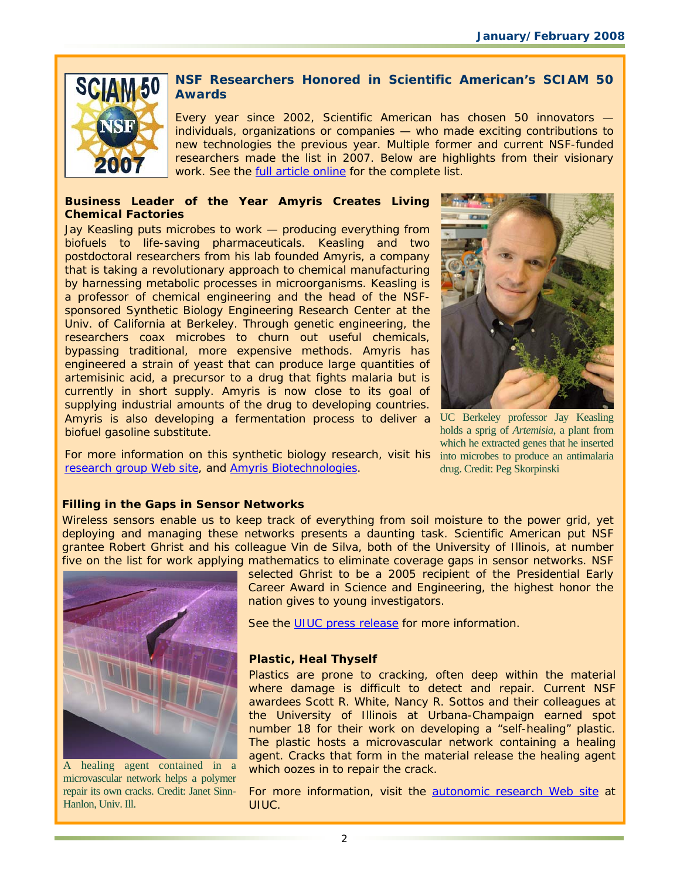## NSF Researchers Honored in Scientific American's SCIAM 50 Awards

Every year since 2002, Scientific American has chosen 50 innovators — individuals, organizations or companies — who made exciting contributions to new technologies the previous year. Multiple former and current NSF-funded researchers made the list in 2007. Below are highlights from their visionary work. See the full article online for the complete list.

### Business Leader of the Year Amyris Creates Living Chemical Factories

Jay Keasling puts microbes to work — producing everything from biofuels to life-saving pharmaceuticals. Keasling and two postdoctoral researchers from his lab founded Amyris, a company that is taking a revolutionary approach to chemical manufacturing by harnessing metabolic processes in microorganisms. Keasling is a professor of chemical engineering and the head of the NSF-sponsored Synthetic Biology Engineering Research Center at the Univ. of California at Berkeley. Through genetic engineering, the researchers coax microbes to churn out useful chemicals, bypassing traditional, more expensive methods. Amyris has engineered a strain of yeast that can produce large quantities of artemisinic acid, a precursor to a drug that fights malaria but is currently in short supply. Amyris is now close to its goal of supplying industrial amounts of the drug to developing countries. Amyris is also developing a fermentation process to deliver a biofuel gasoline substitute.

For more information on this synthetic biology research, visit his research group Web site, and Amyris Biotechnologies.

UC Berkeley professor Jay Keasling holds a sprig of *Artemisia*, a plant from which he extracted genes that he inserted into microbes to produce an antimalaria drug. Credit: Peg Skorpinski

### Filling in the Gaps in Sensor Networks

Wireless sensors enable us to keep track of everything from soil moisture to the power grid, yet deploying and managing these networks presents a daunting task. Scientific American put NSF grantee Robert Ghrist and his colleague Vin de Silva, both of the University of Illinois, at number five on the list for work applying mathematics to eliminate coverage gaps in sensor networks. NSF selected Ghrist to be a 2005 recipient of the Presidential Early Career Award in Science and Engineering, the highest honor the nation gives to young investigators.

See the UIUC press release for more information.

### Plastic, Heal Thyself

Plastics are prone to cracking, often deep within the material where damage is difficult to detect and repair. Current NSF awardees Scott R. White, Nancy R. Sottos and their colleagues at the University of Illinois at Urbana-Champaign earned spot number 18 for their work on developing a "self-healing" plastic. The plastic hosts a microvascular network containing a healing agent. Cracks that form in the material release the healing agent which oozes in to repair the crack.

For more information, visit the autonomic research Web site at UIUC.

A healing agent contained in a microvascular network helps a polymer repair its own cracks. Credit: Janet Sinn-Hanlon, Univ. Ill.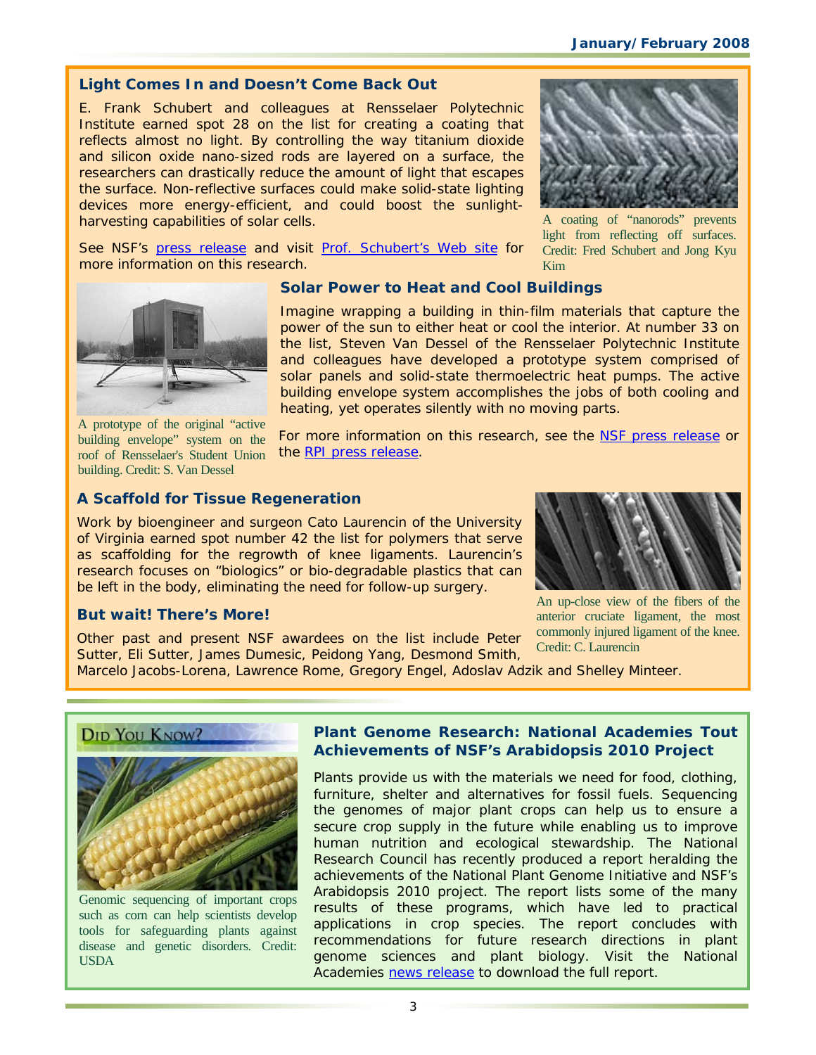### Light Comes In and Doesn't Come Back Out

E. Frank Schubert and colleagues at Rensselaer Polytechnic Institute earned spot 28 on the list for creating a coating that reflects almost no light. By controlling the way titanium dioxide and silicon oxide nano-sized rods are layered on a surface, the researchers can drastically reduce the amount of light that escapes the surface. Non-reflective surfaces could make solid-state lighting devices more energy-efficient, and could boost the sunlight-harvesting capabilities of solar cells.

See NSF's press release and visit Prof. Schubert's Web site for more information on this research.

A coating of "nanorods" prevents light from reflecting off surfaces. Credit: Fred Schubert and Jong Kyu Kim

### Solar Power to Heat and Cool Buildings

Imagine wrapping a building in thin-film materials that capture the power of the sun to either heat or cool the interior. At number 33 on the list, Steven Van Dessel of the Rensselaer Polytechnic Institute and colleagues have developed a prototype system comprised of solar panels and solid-state thermoelectric heat pumps. The active building envelope system accomplishes the jobs of both cooling and heating, yet operates silently with no moving parts.

For more information on this research, see the NSF press release or the RPI press release.

A prototype of the original "active building envelope" system on the roof of Rensselaer's Student Union building. Credit: S. Van Dessel

### A Scaffold for Tissue Regeneration

Work by bioengineer and surgeon Cato Laurencin of the University of Virginia earned spot number 42 the list for polymers that serve as scaffolding for the regrowth of knee ligaments. Laurencin's research focuses on "biologics" or bio-degradable plastics that can be left in the body, eliminating the need for follow-up surgery.

An up-close view of the fibers of the anterior cruciate ligament, the most commonly injured ligament of the knee. Credit: C. Laurencin

### But wait! There's More!

Other past and present NSF awardees on the list include Peter Sutter, Eli Sutter, James Dumesic, Peidong Yang, Desmond Smith, Marcelo Jacobs-Lorena, Lawrence Rome, Gregory Engel, Adoslav Adzik and Shelley Minteer.

---

**Did You Know?**

Genomic sequencing of important crops such as corn can help scientists develop tools for safeguarding plants against disease and genetic disorders. Credit: USDA

### Plant Genome Research: National Academies Tout Achievements of NSF's Arabidopsis 2010 Project

Plants provide us with the materials we need for food, clothing, furniture, shelter and alternatives for fossil fuels. Sequencing the genomes of major plant crops can help us to ensure a secure crop supply in the future while enabling us to improve human nutrition and ecological stewardship. The National Research Council has recently produced a report heralding the achievements of the National Plant Genome Initiative and NSF's Arabidopsis 2010 project. The report lists some of the many results of these programs, which have led to practical applications in crop species. The report concludes with recommendations for future research directions in plant genome sciences and plant biology. Visit the National Academies news release to download the full report.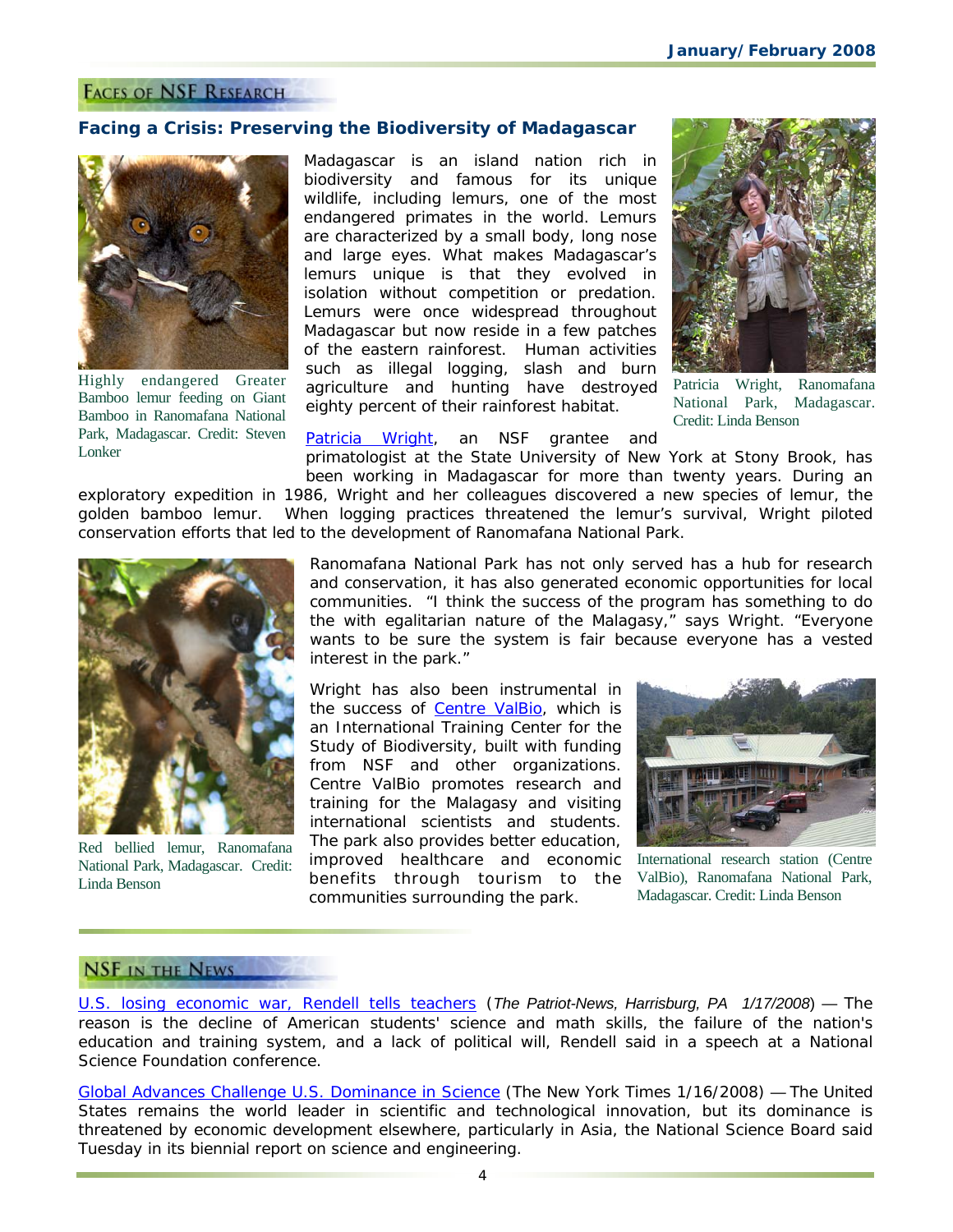## Faces of NSF Research

### Facing a Crisis: Preserving the Biodiversity of Madagascar

Highly endangered Greater Bamboo lemur feeding on Giant Bamboo in Ranomafana National Park, Madagascar. Credit: Steven Lonker

Madagascar is an island nation rich in biodiversity and famous for its unique wildlife, including lemurs, one of the most endangered primates in the world. Lemurs are characterized by a small body, long nose and large eyes. What makes Madagascar's lemurs unique is that they evolved in isolation without competition or predation. Lemurs were once widespread throughout Madagascar but now reside in a few patches of the eastern rainforest. Human activities such as illegal logging, slash and burn agriculture and hunting have destroyed eighty percent of their rainforest habitat.

Patricia Wright, Ranomafana National Park, Madagascar. Credit: Linda Benson

Patricia Wright, an NSF grantee and primatologist at the State University of New York at Stony Brook, has been working in Madagascar for more than twenty years. During an exploratory expedition in 1986, Wright and her colleagues discovered a new species of lemur, the golden bamboo lemur. When logging practices threatened the lemur's survival, Wright piloted conservation efforts that led to the development of Ranomafana National Park.

Ranomafana National Park has not only served has a hub for research and conservation, it has also generated economic opportunities for local communities. "I think the success of the program has something to do the with egalitarian nature of the Malagasy," says Wright. "Everyone wants to be sure the system is fair because everyone has a vested interest in the park."

Red bellied lemur, Ranomafana National Park, Madagascar. Credit: Linda Benson

Wright has also been instrumental in the success of Centre ValBio, which is an International Training Center for the Study of Biodiversity, built with funding from NSF and other organizations. Centre ValBio promotes research and training for the Malagasy and visiting international scientists and students. The park also provides better education, improved healthcare and economic benefits through tourism to the communities surrounding the park.

International research station (Centre ValBio), Ranomafana National Park, Madagascar. Credit: Linda Benson

## NSF in the News

U.S. losing economic war, Rendell tells teachers (*The Patriot-News, Harrisburg, PA 1/17/2008*) — The reason is the decline of American students' science and math skills, the failure of the nation's education and training system, and a lack of political will, Rendell said in a speech at a National Science Foundation conference.

Global Advances Challenge U.S. Dominance in Science (The New York Times 1/16/2008) — The United States remains the world leader in scientific and technological innovation, but its dominance is threatened by economic development elsewhere, particularly in Asia, the National Science Board said Tuesday in its biennial report on science and engineering.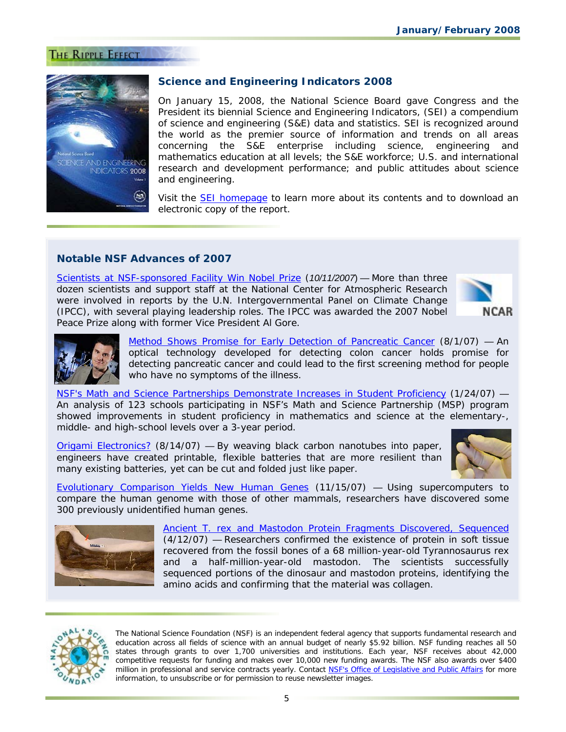# The Ripple Effect

## Science and Engineering Indicators 2008

On January 15, 2008, the National Science Board gave Congress and the President its biennial Science and Engineering Indicators, (SEI) a compendium of science and engineering (S&E) data and statistics. SEI is recognized around the world as the premier source of information and trends on all areas concerning the S&E enterprise including science, engineering and mathematics education at all levels; the S&E workforce; U.S. and international research and development performance; and public attitudes about science and engineering.

Visit the SEI homepage to learn more about its contents and to download an electronic copy of the report.

## Notable NSF Advances of 2007

Scientists at NSF-sponsored Facility Win Nobel Prize (*10/11/2007*) — More than three dozen scientists and support staff at the National Center for Atmospheric Research were involved in reports by the U.N. Intergovernmental Panel on Climate Change (IPCC), with several playing leadership roles. The IPCC was awarded the 2007 Nobel Peace Prize along with former Vice President Al Gore.

Method Shows Promise for Early Detection of Pancreatic Cancer (8/1/07) — An optical technology developed for detecting colon cancer holds promise for detecting pancreatic cancer and could lead to the first screening method for people who have no symptoms of the illness.

NSF's Math and Science Partnerships Demonstrate Increases in Student Proficiency (1/24/07) — An analysis of 123 schools participating in NSF's Math and Science Partnership (MSP) program showed improvements in student proficiency in mathematics and science at the elementary-, middle- and high-school levels over a 3-year period.

Origami Electronics? (8/14/07) — By weaving black carbon nanotubes into paper, engineers have created printable, flexible batteries that are more resilient than many existing batteries, yet can be cut and folded just like paper.

Evolutionary Comparison Yields New Human Genes (11/15/07) — Using supercomputers to compare the human genome with those of other mammals, researchers have discovered some 300 previously unidentified human genes.

Ancient T. rex and Mastodon Protein Fragments Discovered, Sequenced (4/12/07) — Researchers confirmed the existence of protein in soft tissue recovered from the fossil bones of a 68 million-year-old Tyrannosaurus rex and a half-million-year-old mastodon. The scientists successfully sequenced portions of the dinosaur and mastodon proteins, identifying the amino acids and confirming that the material was collagen.

The National Science Foundation (NSF) is an independent federal agency that supports fundamental research and education across all fields of science with an annual budget of nearly $5.92 billion. NSF funding reaches all 50 states through grants to over 1,700 universities and institutions. Each year, NSF receives about 42,000 competitive requests for funding and makes over 10,000 new funding awards. The NSF also awards over $400 million in professional and service contracts yearly. Contact NSF's Office of Legislative and Public Affairs for more information, to unsubscribe or for permission to reuse newsletter images.